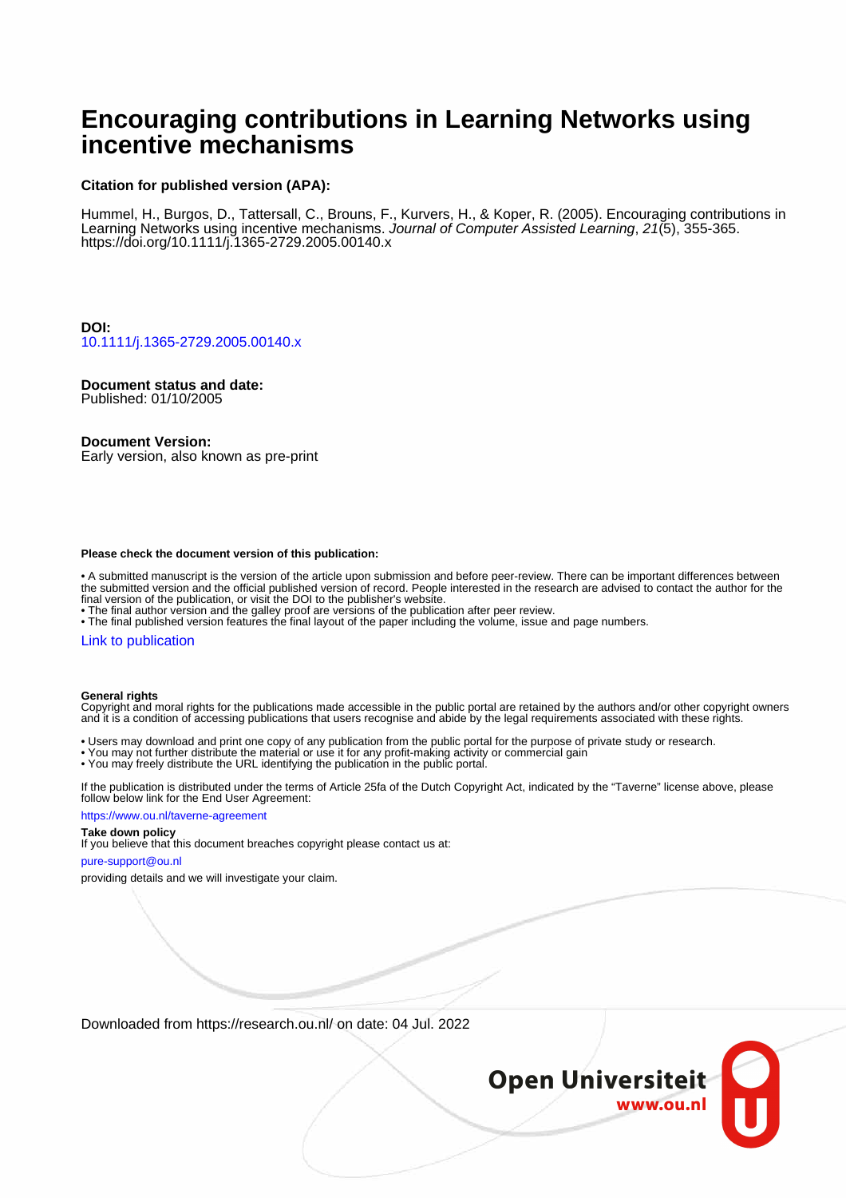# Encouraging contributions in Learning Networks using incentive mechanisms

**Citation for published version (APA):**

Hummel, H., Burgos, D., Tattersall, C., Brouns, F., Kurvers, H., & Koper, R. (2005). Encouraging contributions in Learning Networks using incentive mechanisms. *Journal of Computer Assisted Learning*, *21*(5), 355-365. https://doi.org/10.1111/j.1365-2729.2005.00140.x

**DOI:**
10.1111/j.1365-2729.2005.00140.x

**Document status and date:**
Published: 01/10/2005

**Document Version:**
Early version, also known as pre-print

**Please check the document version of this publication:**

• A submitted manuscript is the version of the article upon submission and before peer-review. There can be important differences between the submitted version and the official published version of record. People interested in the research are advised to contact the author for the final version of the publication, or visit the DOI to the publisher's website.
• The final author version and the galley proof are versions of the publication after peer review.
• The final published version features the final layout of the paper including the volume, issue and page numbers.

Link to publication

**General rights**
Copyright and moral rights for the publications made accessible in the public portal are retained by the authors and/or other copyright owners and it is a condition of accessing publications that users recognise and abide by the legal requirements associated with these rights.

• Users may download and print one copy of any publication from the public portal for the purpose of private study or research.
• You may not further distribute the material or use it for any profit-making activity or commercial gain
• You may freely distribute the URL identifying the publication in the public portal.

If the publication is distributed under the terms of Article 25fa of the Dutch Copyright Act, indicated by the "Taverne" license above, please follow below link for the End User Agreement:

https://www.ou.nl/taverne-agreement

**Take down policy**
If you believe that this document breaches copyright please contact us at:

pure-support@ou.nl

providing details and we will investigate your claim.

Downloaded from https://research.ou.nl/ on date: 04 Jul. 2022

Open Universiteit
www.ou.nl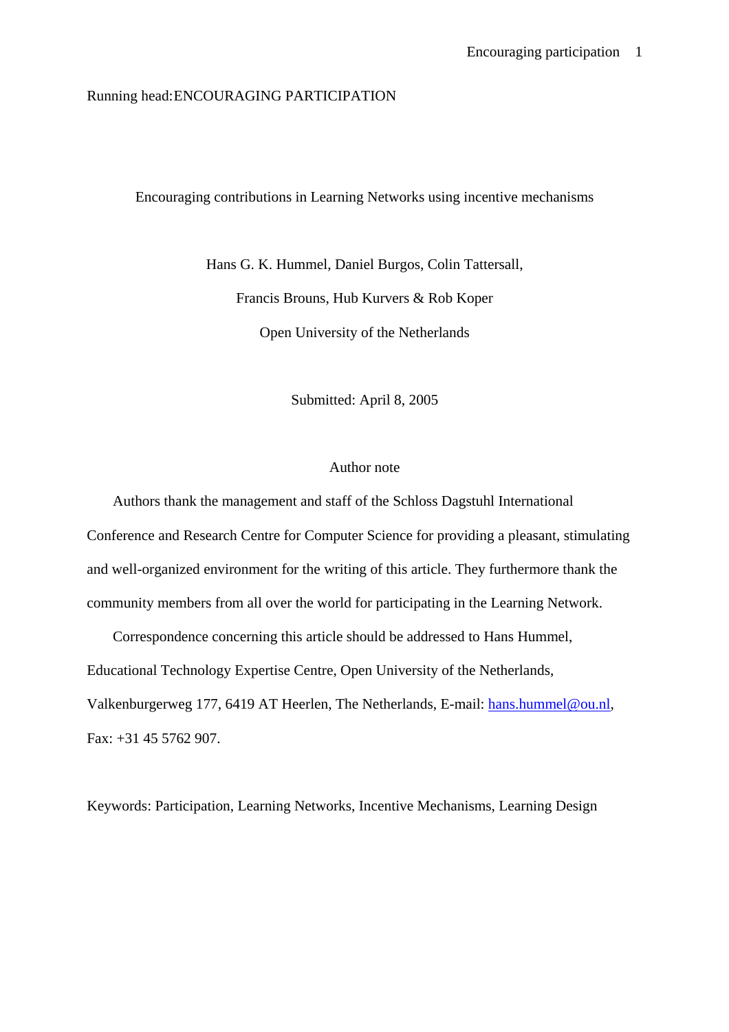Running head: ENCOURAGING PARTICIPATION

# Encouraging contributions in Learning Networks using incentive mechanisms

Hans G. K. Hummel, Daniel Burgos, Colin Tattersall,

Francis Brouns, Hub Kurvers & Rob Koper

Open University of the Netherlands

Submitted: April 8, 2005

## Author note

Authors thank the management and staff of the Schloss Dagstuhl International Conference and Research Centre for Computer Science for providing a pleasant, stimulating and well-organized environment for the writing of this article. They furthermore thank the community members from all over the world for participating in the Learning Network.

Correspondence concerning this article should be addressed to Hans Hummel, Educational Technology Expertise Centre, Open University of the Netherlands, Valkenburgerweg 177, 6419 AT Heerlen, The Netherlands, E-mail: hans.hummel@ou.nl, Fax: +31 45 5762 907.

Keywords: Participation, Learning Networks, Incentive Mechanisms, Learning Design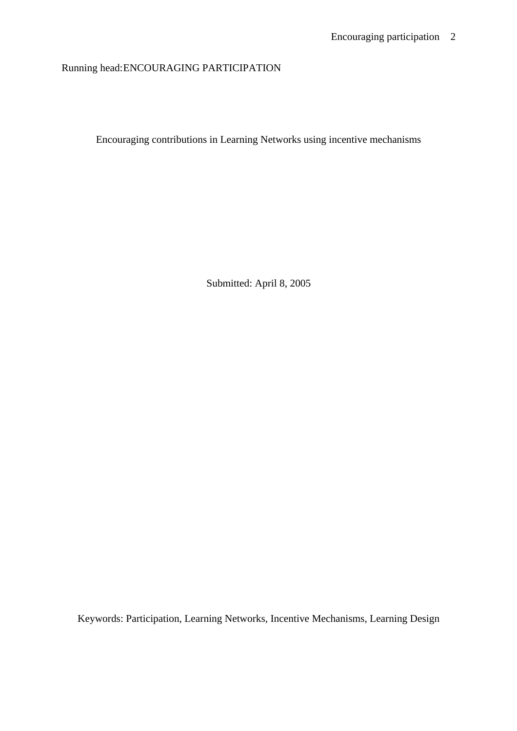Running head: ENCOURAGING PARTICIPATION

Encouraging contributions in Learning Networks using incentive mechanisms

Submitted: April 8, 2005

Keywords: Participation, Learning Networks, Incentive Mechanisms, Learning Design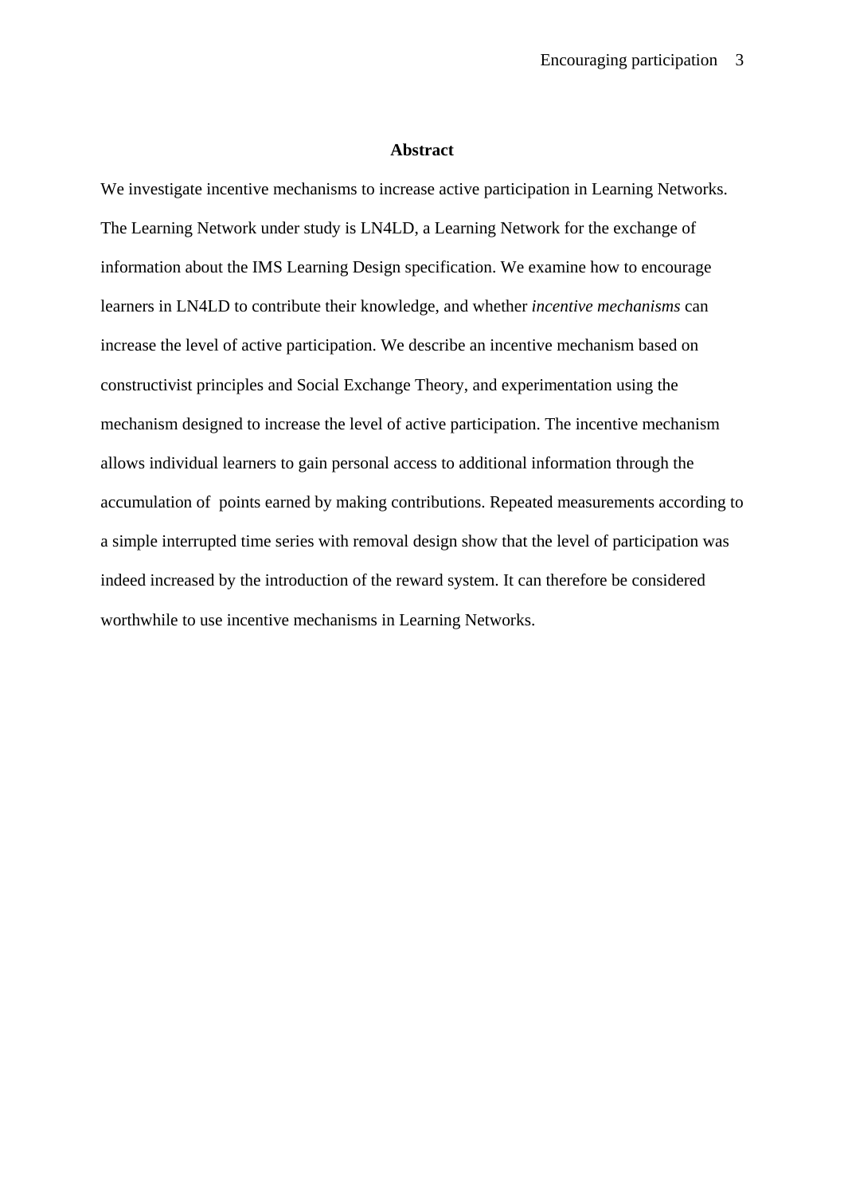## Abstract

We investigate incentive mechanisms to increase active participation in Learning Networks. The Learning Network under study is LN4LD, a Learning Network for the exchange of information about the IMS Learning Design specification. We examine how to encourage learners in LN4LD to contribute their knowledge, and whether *incentive mechanisms* can increase the level of active participation. We describe an incentive mechanism based on constructivist principles and Social Exchange Theory, and experimentation using the mechanism designed to increase the level of active participation. The incentive mechanism allows individual learners to gain personal access to additional information through the accumulation of points earned by making contributions. Repeated measurements according to a simple interrupted time series with removal design show that the level of participation was indeed increased by the introduction of the reward system. It can therefore be considered worthwhile to use incentive mechanisms in Learning Networks.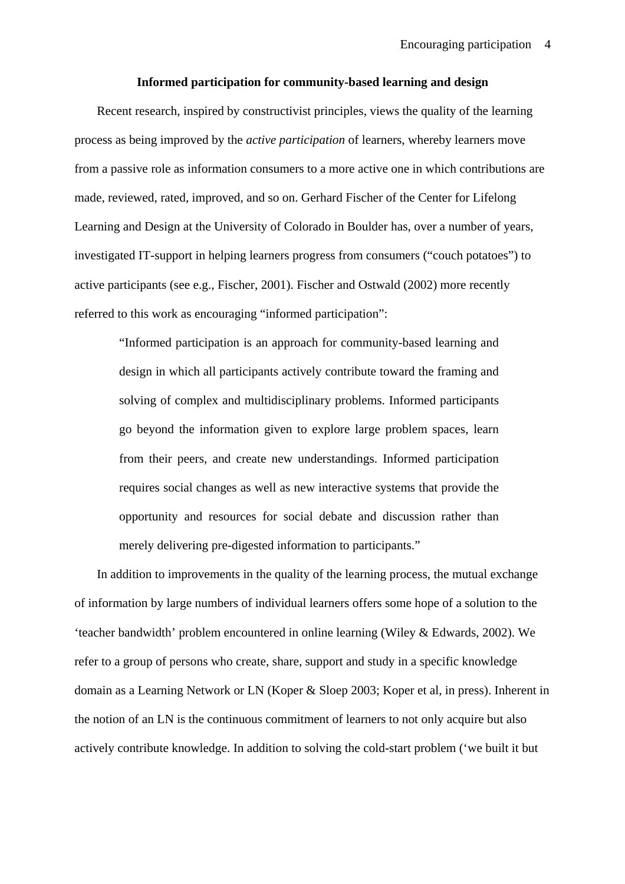## Informed participation for community-based learning and design

Recent research, inspired by constructivist principles, views the quality of the learning process as being improved by the *active participation* of learners, whereby learners move from a passive role as information consumers to a more active one in which contributions are made, reviewed, rated, improved, and so on. Gerhard Fischer of the Center for Lifelong Learning and Design at the University of Colorado in Boulder has, over a number of years, investigated IT-support in helping learners progress from consumers ("couch potatoes") to active participants (see e.g., Fischer, 2001). Fischer and Ostwald (2002) more recently referred to this work as encouraging "informed participation":

> "Informed participation is an approach for community-based learning and design in which all participants actively contribute toward the framing and solving of complex and multidisciplinary problems. Informed participants go beyond the information given to explore large problem spaces, learn from their peers, and create new understandings. Informed participation requires social changes as well as new interactive systems that provide the opportunity and resources for social debate and discussion rather than merely delivering pre-digested information to participants."

In addition to improvements in the quality of the learning process, the mutual exchange of information by large numbers of individual learners offers some hope of a solution to the 'teacher bandwidth' problem encountered in online learning (Wiley & Edwards, 2002). We refer to a group of persons who create, share, support and study in a specific knowledge domain as a Learning Network or LN (Koper & Sloep 2003; Koper et al, in press). Inherent in the notion of an LN is the continuous commitment of learners to not only acquire but also actively contribute knowledge. In addition to solving the cold-start problem ('we built it but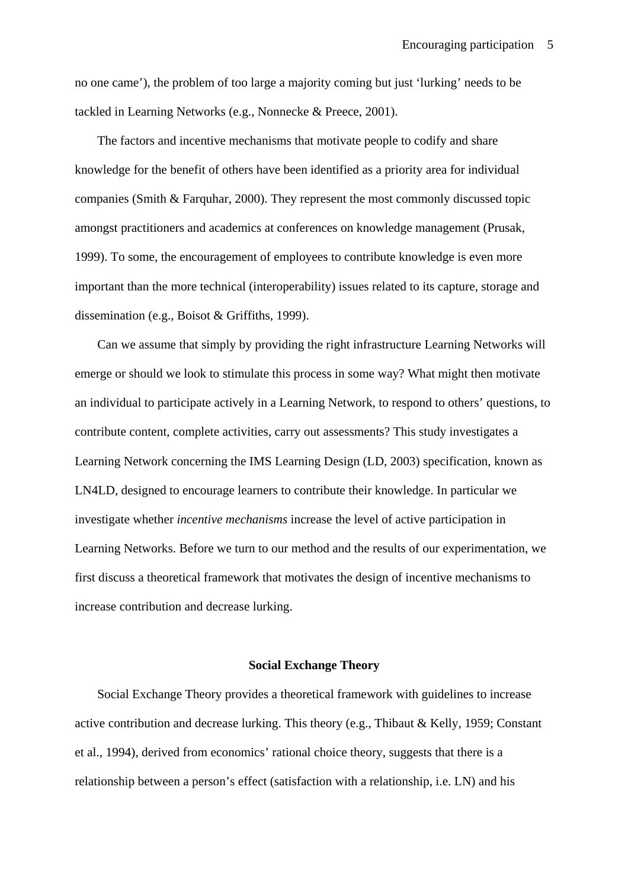no one came'), the problem of too large a majority coming but just 'lurking' needs to be tackled in Learning Networks (e.g., Nonnecke & Preece, 2001).

The factors and incentive mechanisms that motivate people to codify and share knowledge for the benefit of others have been identified as a priority area for individual companies (Smith & Farquhar, 2000). They represent the most commonly discussed topic amongst practitioners and academics at conferences on knowledge management (Prusak, 1999). To some, the encouragement of employees to contribute knowledge is even more important than the more technical (interoperability) issues related to its capture, storage and dissemination (e.g., Boisot & Griffiths, 1999).

Can we assume that simply by providing the right infrastructure Learning Networks will emerge or should we look to stimulate this process in some way? What might then motivate an individual to participate actively in a Learning Network, to respond to others' questions, to contribute content, complete activities, carry out assessments? This study investigates a Learning Network concerning the IMS Learning Design (LD, 2003) specification, known as LN4LD, designed to encourage learners to contribute their knowledge. In particular we investigate whether *incentive mechanisms* increase the level of active participation in Learning Networks. Before we turn to our method and the results of our experimentation, we first discuss a theoretical framework that motivates the design of incentive mechanisms to increase contribution and decrease lurking.

## Social Exchange Theory

Social Exchange Theory provides a theoretical framework with guidelines to increase active contribution and decrease lurking. This theory (e.g., Thibaut & Kelly, 1959; Constant et al., 1994), derived from economics' rational choice theory, suggests that there is a relationship between a person's effect (satisfaction with a relationship, i.e. LN) and his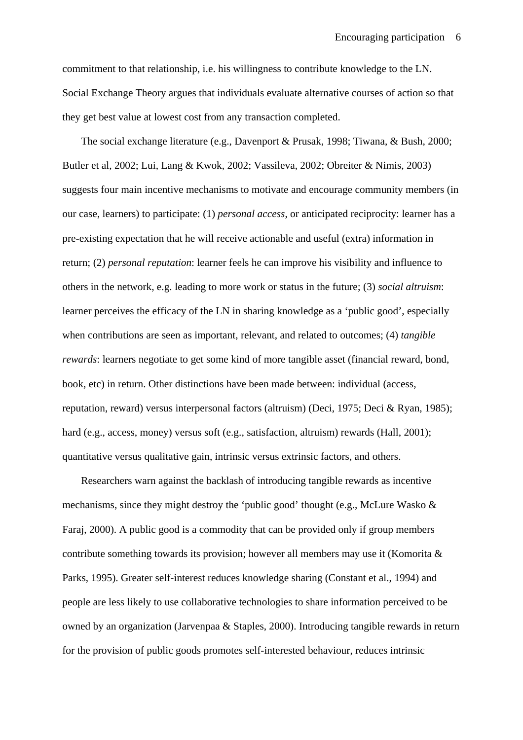commitment to that relationship, i.e. his willingness to contribute knowledge to the LN. Social Exchange Theory argues that individuals evaluate alternative courses of action so that they get best value at lowest cost from any transaction completed.

The social exchange literature (e.g., Davenport & Prusak, 1998; Tiwana, & Bush, 2000; Butler et al, 2002; Lui, Lang & Kwok, 2002; Vassileva, 2002; Obreiter & Nimis, 2003) suggests four main incentive mechanisms to motivate and encourage community members (in our case, learners) to participate: (1) *personal access*, or anticipated reciprocity: learner has a pre-existing expectation that he will receive actionable and useful (extra) information in return; (2) *personal reputation*: learner feels he can improve his visibility and influence to others in the network, e.g. leading to more work or status in the future; (3) *social altruism*: learner perceives the efficacy of the LN in sharing knowledge as a 'public good', especially when contributions are seen as important, relevant, and related to outcomes; (4) *tangible rewards*: learners negotiate to get some kind of more tangible asset (financial reward, bond, book, etc) in return. Other distinctions have been made between: individual (access, reputation, reward) versus interpersonal factors (altruism) (Deci, 1975; Deci & Ryan, 1985); hard (e.g., access, money) versus soft (e.g., satisfaction, altruism) rewards (Hall, 2001); quantitative versus qualitative gain, intrinsic versus extrinsic factors, and others.

Researchers warn against the backlash of introducing tangible rewards as incentive mechanisms, since they might destroy the 'public good' thought (e.g., McLure Wasko & Faraj, 2000). A public good is a commodity that can be provided only if group members contribute something towards its provision; however all members may use it (Komorita & Parks, 1995). Greater self-interest reduces knowledge sharing (Constant et al., 1994) and people are less likely to use collaborative technologies to share information perceived to be owned by an organization (Jarvenpaa & Staples, 2000). Introducing tangible rewards in return for the provision of public goods promotes self-interested behaviour, reduces intrinsic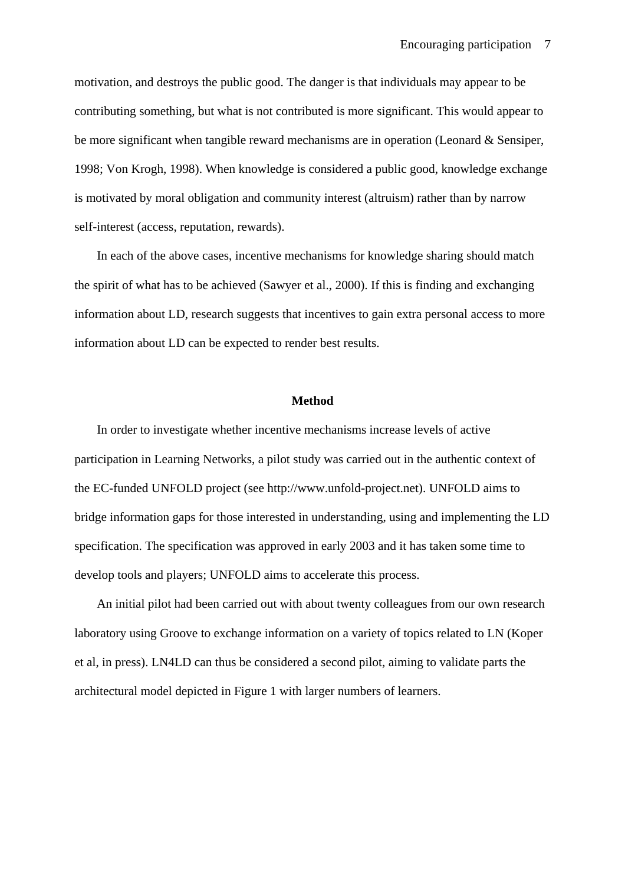motivation, and destroys the public good. The danger is that individuals may appear to be contributing something, but what is not contributed is more significant. This would appear to be more significant when tangible reward mechanisms are in operation (Leonard & Sensiper, 1998; Von Krogh, 1998). When knowledge is considered a public good, knowledge exchange is motivated by moral obligation and community interest (altruism) rather than by narrow self-interest (access, reputation, rewards).

In each of the above cases, incentive mechanisms for knowledge sharing should match the spirit of what has to be achieved (Sawyer et al., 2000). If this is finding and exchanging information about LD, research suggests that incentives to gain extra personal access to more information about LD can be expected to render best results.

## Method

In order to investigate whether incentive mechanisms increase levels of active participation in Learning Networks, a pilot study was carried out in the authentic context of the EC-funded UNFOLD project (see http://www.unfold-project.net). UNFOLD aims to bridge information gaps for those interested in understanding, using and implementing the LD specification. The specification was approved in early 2003 and it has taken some time to develop tools and players; UNFOLD aims to accelerate this process.

An initial pilot had been carried out with about twenty colleagues from our own research laboratory using Groove to exchange information on a variety of topics related to LN (Koper et al, in press). LN4LD can thus be considered a second pilot, aiming to validate parts the architectural model depicted in Figure 1 with larger numbers of learners.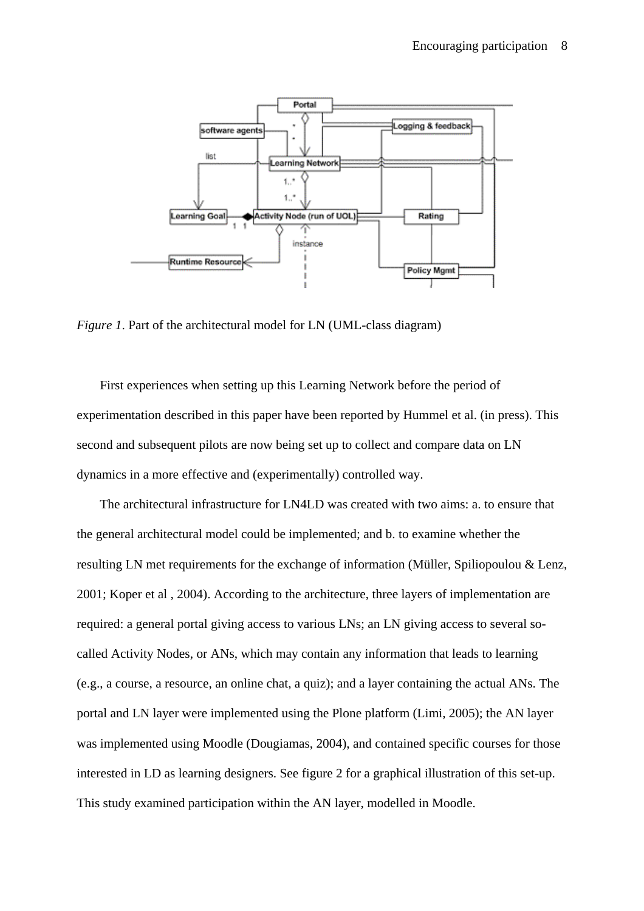Portal

software agents

Logging & feedback

list

Learning Network

1..*

1..*

Learning Goal

Activity Node (run of UOL)

Rating

1 1

instance

Runtime Resource

Policy Mgmt

*Figure 1*. Part of the architectural model for LN (UML-class diagram)

First experiences when setting up this Learning Network before the period of experimentation described in this paper have been reported by Hummel et al. (in press). This second and subsequent pilots are now being set up to collect and compare data on LN dynamics in a more effective and (experimentally) controlled way.

The architectural infrastructure for LN4LD was created with two aims: a. to ensure that the general architectural model could be implemented; and b. to examine whether the resulting LN met requirements for the exchange of information (Müller, Spiliopoulou & Lenz, 2001; Koper et al , 2004). According to the architecture, three layers of implementation are required: a general portal giving access to various LNs; an LN giving access to several so-called Activity Nodes, or ANs, which may contain any information that leads to learning (e.g., a course, a resource, an online chat, a quiz); and a layer containing the actual ANs. The portal and LN layer were implemented using the Plone platform (Limi, 2005); the AN layer was implemented using Moodle (Dougiamas, 2004), and contained specific courses for those interested in LD as learning designers. See figure 2 for a graphical illustration of this set-up. This study examined participation within the AN layer, modelled in Moodle.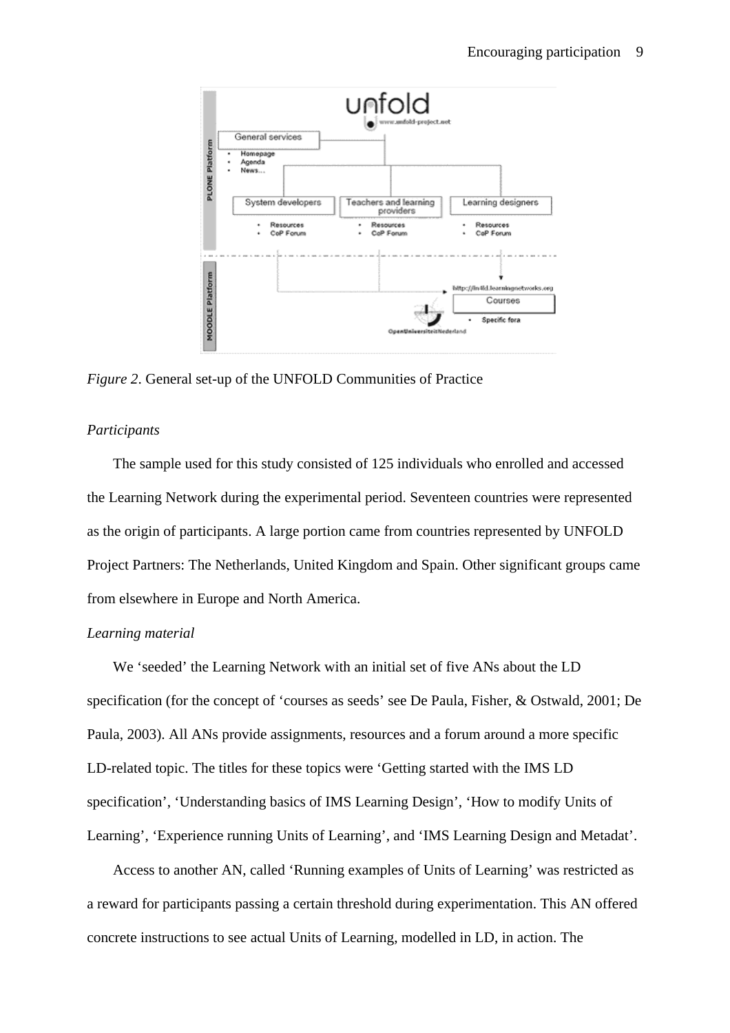unfold

www.unfold-project.net

PLONE Platform

General services

- Homepage
- Agenda
- News...

System developers

- Resources
- CoP Forum

Teachers and learning providers

- Resources
- CoP Forum

Learning designers

- Resources
- CoP Forum

MOODLE Platform

http://ln4ld.learningnetworks.org

Courses

- Specific fora

OpenUniversiteitNederland

*Figure 2*. General set-up of the UNFOLD Communities of Practice

*Participants*

The sample used for this study consisted of 125 individuals who enrolled and accessed the Learning Network during the experimental period. Seventeen countries were represented as the origin of participants. A large portion came from countries represented by UNFOLD Project Partners: The Netherlands, United Kingdom and Spain. Other significant groups came from elsewhere in Europe and North America.

*Learning material*

We 'seeded' the Learning Network with an initial set of five ANs about the LD specification (for the concept of 'courses as seeds' see De Paula, Fisher, & Ostwald, 2001; De Paula, 2003). All ANs provide assignments, resources and a forum around a more specific LD-related topic. The titles for these topics were 'Getting started with the IMS LD specification', 'Understanding basics of IMS Learning Design', 'How to modify Units of Learning', 'Experience running Units of Learning', and 'IMS Learning Design and Metadat'.

Access to another AN, called 'Running examples of Units of Learning' was restricted as a reward for participants passing a certain threshold during experimentation. This AN offered concrete instructions to see actual Units of Learning, modelled in LD, in action. The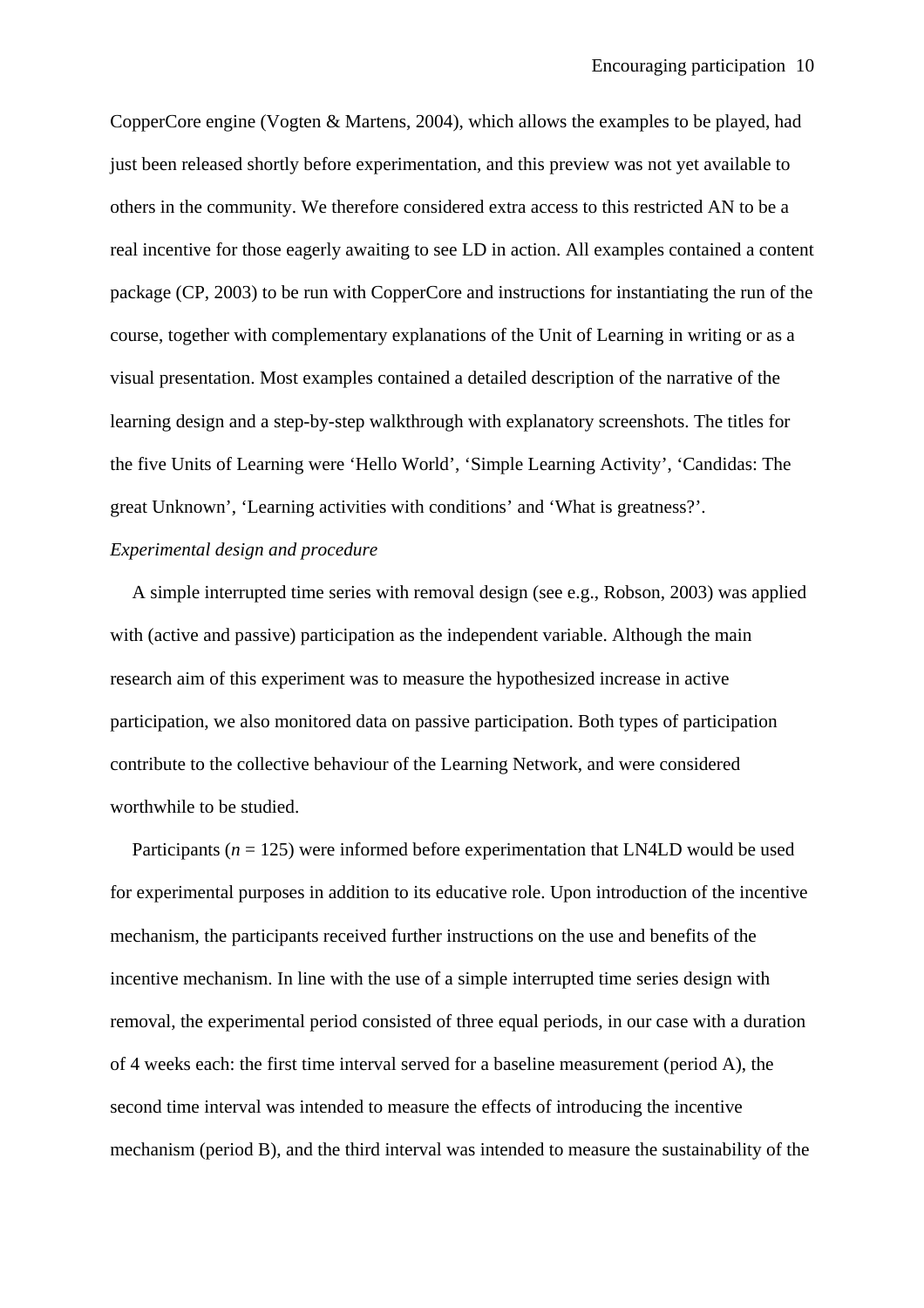CopperCore engine (Vogten & Martens, 2004), which allows the examples to be played, had just been released shortly before experimentation, and this preview was not yet available to others in the community. We therefore considered extra access to this restricted AN to be a real incentive for those eagerly awaiting to see LD in action. All examples contained a content package (CP, 2003) to be run with CopperCore and instructions for instantiating the run of the course, together with complementary explanations of the Unit of Learning in writing or as a visual presentation. Most examples contained a detailed description of the narrative of the learning design and a step-by-step walkthrough with explanatory screenshots. The titles for the five Units of Learning were 'Hello World', 'Simple Learning Activity', 'Candidas: The great Unknown', 'Learning activities with conditions' and 'What is greatness?'.

*Experimental design and procedure*

A simple interrupted time series with removal design (see e.g., Robson, 2003) was applied with (active and passive) participation as the independent variable. Although the main research aim of this experiment was to measure the hypothesized increase in active participation, we also monitored data on passive participation. Both types of participation contribute to the collective behaviour of the Learning Network, and were considered worthwhile to be studied.

Participants ($n$ = 125) were informed before experimentation that LN4LD would be used for experimental purposes in addition to its educative role. Upon introduction of the incentive mechanism, the participants received further instructions on the use and benefits of the incentive mechanism. In line with the use of a simple interrupted time series design with removal, the experimental period consisted of three equal periods, in our case with a duration of 4 weeks each: the first time interval served for a baseline measurement (period A), the second time interval was intended to measure the effects of introducing the incentive mechanism (period B), and the third interval was intended to measure the sustainability of the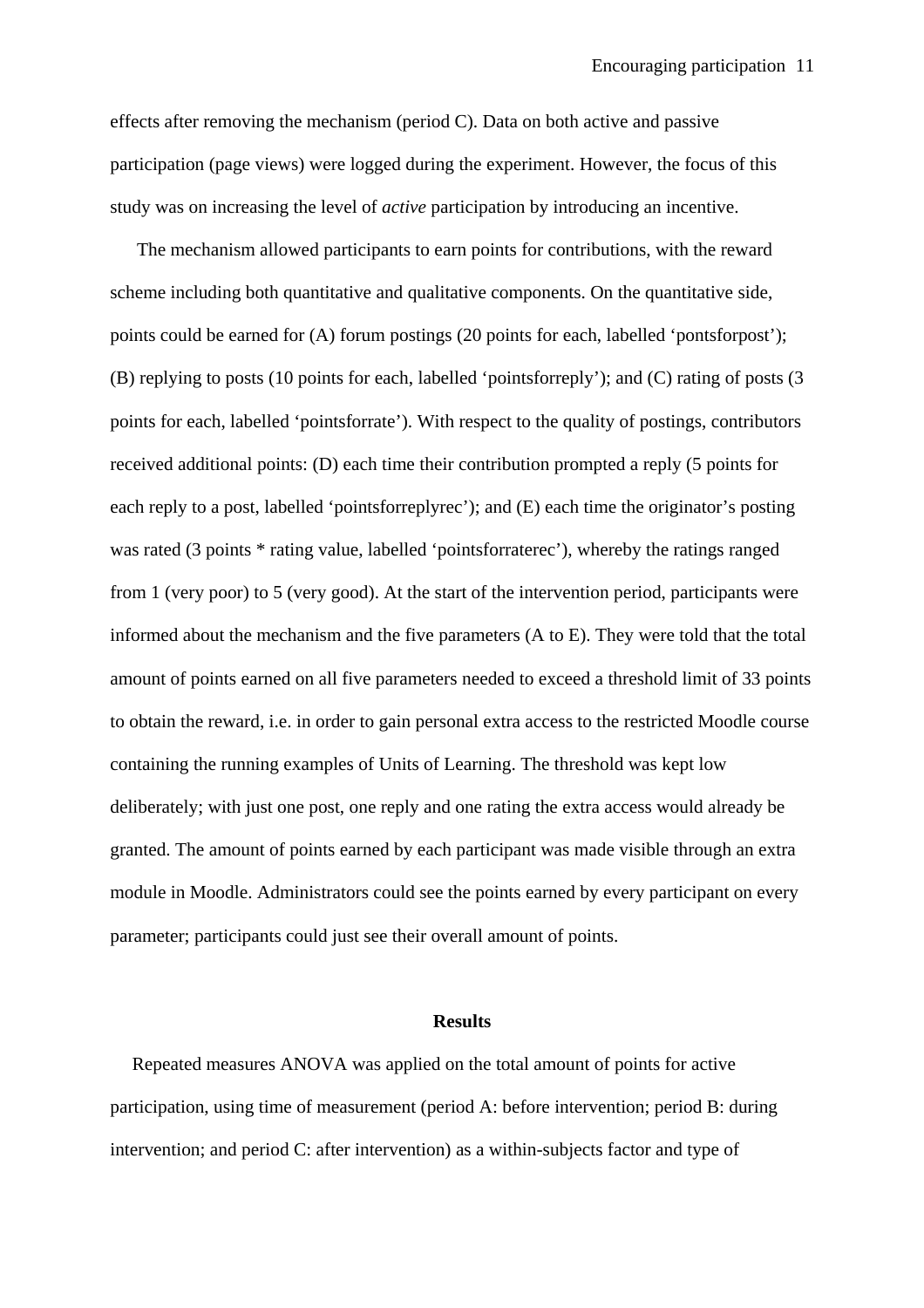effects after removing the mechanism (period C). Data on both active and passive participation (page views) were logged during the experiment. However, the focus of this study was on increasing the level of *active* participation by introducing an incentive.

The mechanism allowed participants to earn points for contributions, with the reward scheme including both quantitative and qualitative components. On the quantitative side, points could be earned for (A) forum postings (20 points for each, labelled 'pontsforpost'); (B) replying to posts (10 points for each, labelled 'pointsforreply'); and (C) rating of posts (3 points for each, labelled 'pointsforrate'). With respect to the quality of postings, contributors received additional points: (D) each time their contribution prompted a reply (5 points for each reply to a post, labelled 'pointsforreplyrec'); and (E) each time the originator's posting was rated (3 points * rating value, labelled 'pointsforraterec'), whereby the ratings ranged from 1 (very poor) to 5 (very good). At the start of the intervention period, participants were informed about the mechanism and the five parameters (A to E). They were told that the total amount of points earned on all five parameters needed to exceed a threshold limit of 33 points to obtain the reward, i.e. in order to gain personal extra access to the restricted Moodle course containing the running examples of Units of Learning. The threshold was kept low deliberately; with just one post, one reply and one rating the extra access would already be granted. The amount of points earned by each participant was made visible through an extra module in Moodle. Administrators could see the points earned by every participant on every parameter; participants could just see their overall amount of points.

## Results

Repeated measures ANOVA was applied on the total amount of points for active participation, using time of measurement (period A: before intervention; period B: during intervention; and period C: after intervention) as a within-subjects factor and type of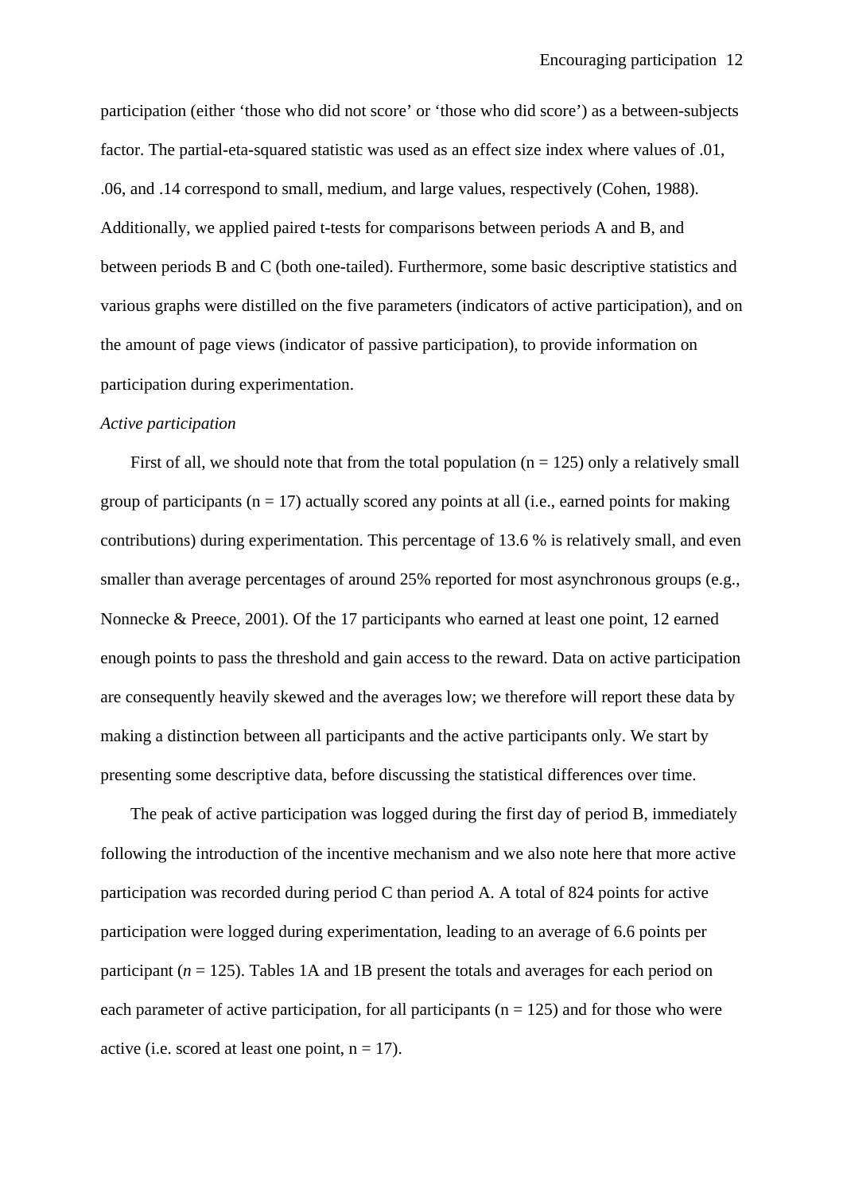participation (either 'those who did not score' or 'those who did score') as a between-subjects factor. The partial-eta-squared statistic was used as an effect size index where values of .01, .06, and .14 correspond to small, medium, and large values, respectively (Cohen, 1988). Additionally, we applied paired t-tests for comparisons between periods A and B, and between periods B and C (both one-tailed). Furthermore, some basic descriptive statistics and various graphs were distilled on the five parameters (indicators of active participation), and on the amount of page views (indicator of passive participation), to provide information on participation during experimentation.

*Active participation*

First of all, we should note that from the total population (n = 125) only a relatively small group of participants (n = 17) actually scored any points at all (i.e., earned points for making contributions) during experimentation. This percentage of 13.6 % is relatively small, and even smaller than average percentages of around 25% reported for most asynchronous groups (e.g., Nonnecke & Preece, 2001). Of the 17 participants who earned at least one point, 12 earned enough points to pass the threshold and gain access to the reward. Data on active participation are consequently heavily skewed and the averages low; we therefore will report these data by making a distinction between all participants and the active participants only. We start by presenting some descriptive data, before discussing the statistical differences over time.

The peak of active participation was logged during the first day of period B, immediately following the introduction of the incentive mechanism and we also note here that more active participation was recorded during period C than period A. A total of 824 points for active participation were logged during experimentation, leading to an average of 6.6 points per participant (*n* = 125). Tables 1A and 1B present the totals and averages for each period on each parameter of active participation, for all participants (n = 125) and for those who were active (i.e. scored at least one point, n = 17).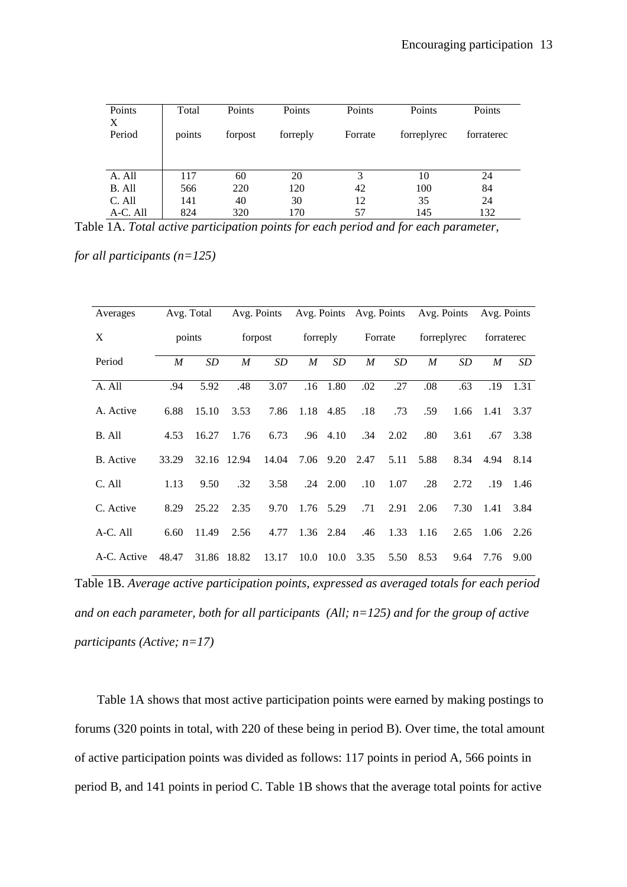| Points X Period | Total points | Points forpost | Points forreply | Points Forrate | Points forreplyrec | Points forraterec |
|---|---|---|---|---|---|---|
| A. All | 117 | 60 | 20 | 3 | 10 | 24 |
| B. All | 566 | 220 | 120 | 42 | 100 | 84 |
| C. All | 141 | 40 | 30 | 12 | 35 | 24 |
| A-C. All | 824 | 320 | 170 | 57 | 145 | 132 |

Table 1A. *Total active participation points for each period and for each parameter, for all participants (n=125)*

| Averages X Period | Avg. Total points | | Avg. Points forpost | | Avg. Points forreply | | Avg. Points Forrate | | Avg. Points forreplyrec | | Avg. Points forraterec | |
|---|---|---|---|---|---|---|---|---|---|---|---|---|
| | *M* | *SD* | *M* | *SD* | *M* | *SD* | *M* | *SD* | *M* | *SD* | *M* | *SD* |
| A. All | .94 | 5.92 | .48 | 3.07 | .16 | 1.80 | .02 | .27 | .08 | .63 | .19 | 1.31 |
| A. Active | 6.88 | 15.10 | 3.53 | 7.86 | 1.18 | 4.85 | .18 | .73 | .59 | 1.66 | 1.41 | 3.37 |
| B. All | 4.53 | 16.27 | 1.76 | 6.73 | .96 | 4.10 | .34 | 2.02 | .80 | 3.61 | .67 | 3.38 |
| B. Active | 33.29 | 32.16 | 12.94 | 14.04 | 7.06 | 9.20 | 2.47 | 5.11 | 5.88 | 8.34 | 4.94 | 8.14 |
| C. All | 1.13 | 9.50 | .32 | 3.58 | .24 | 2.00 | .10 | 1.07 | .28 | 2.72 | .19 | 1.46 |
| C. Active | 8.29 | 25.22 | 2.35 | 9.70 | 1.76 | 5.29 | .71 | 2.91 | 2.06 | 7.30 | 1.41 | 3.84 |
| A-C. All | 6.60 | 11.49 | 2.56 | 4.77 | 1.36 | 2.84 | .46 | 1.33 | 1.16 | 2.65 | 1.06 | 2.26 |
| A-C. Active | 48.47 | 31.86 | 18.82 | 13.17 | 10.0 | 10.0 | 3.35 | 5.50 | 8.53 | 9.64 | 7.76 | 9.00 |

Table 1B. *Average active participation points, expressed as averaged totals for each period and on each parameter, both for all participants (All; n=125) and for the group of active participants (Active; n=17)*

Table 1A shows that most active participation points were earned by making postings to forums (320 points in total, with 220 of these being in period B). Over time, the total amount of active participation points was divided as follows: 117 points in period A, 566 points in period B, and 141 points in period C. Table 1B shows that the average total points for active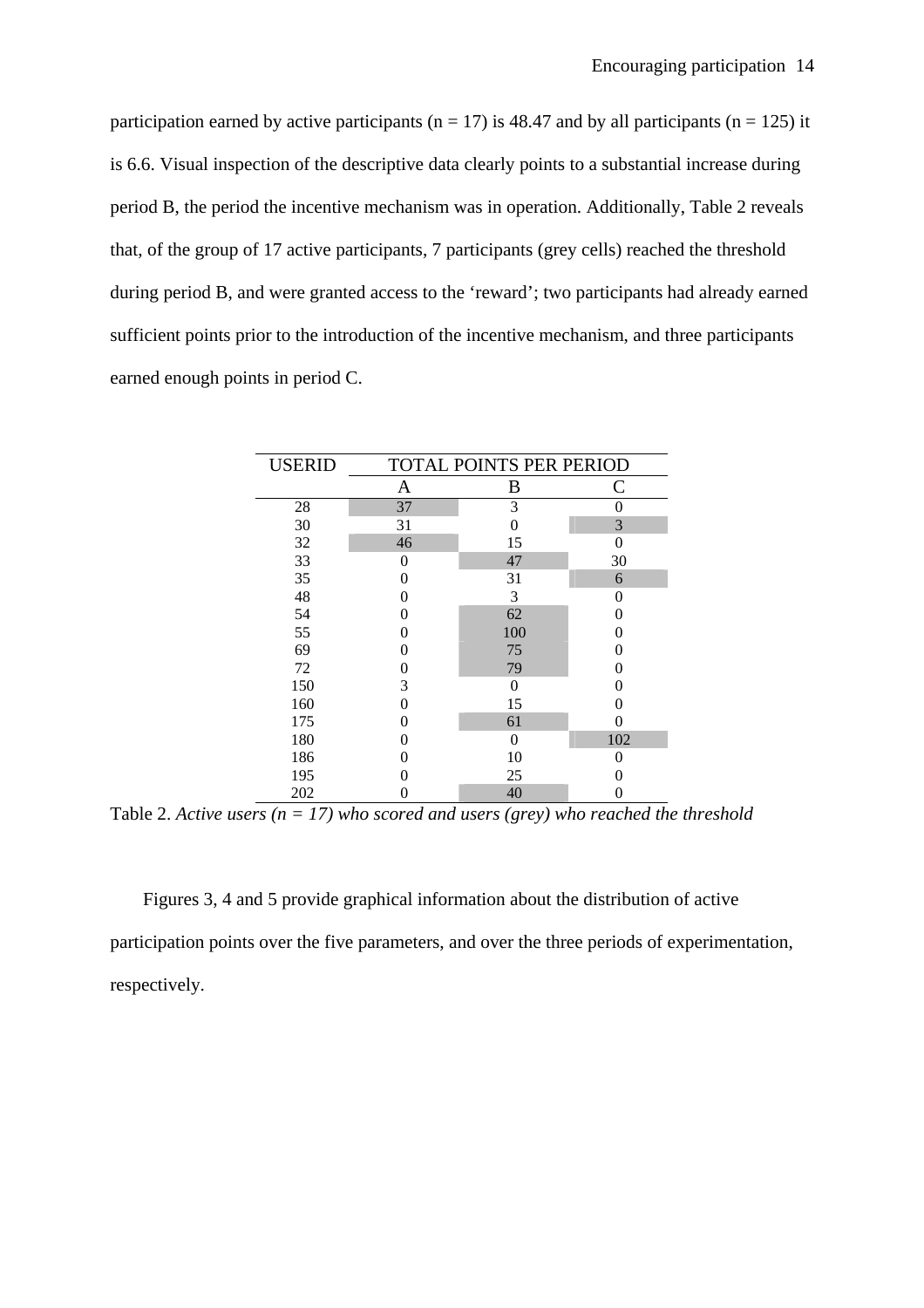participation earned by active participants (n = 17) is 48.47 and by all participants (n = 125) it is 6.6. Visual inspection of the descriptive data clearly points to a substantial increase during period B, the period the incentive mechanism was in operation. Additionally, Table 2 reveals that, of the group of 17 active participants, 7 participants (grey cells) reached the threshold during period B, and were granted access to the 'reward'; two participants had already earned sufficient points prior to the introduction of the incentive mechanism, and three participants earned enough points in period C.

| USERID | TOTAL POINTS PER PERIOD | | |
|---|---|---|---|
| | A | B | C |
| 28 | 37 | 3 | 0 |
| 30 | 31 | 0 | 3 |
| 32 | 46 | 15 | 0 |
| 33 | 0 | 47 | 30 |
| 35 | 0 | 31 | 6 |
| 48 | 0 | 3 | 0 |
| 54 | 0 | 62 | 0 |
| 55 | 0 | 100 | 0 |
| 69 | 0 | 75 | 0 |
| 72 | 0 | 79 | 0 |
| 150 | 3 | 0 | 0 |
| 160 | 0 | 15 | 0 |
| 175 | 0 | 61 | 0 |
| 180 | 0 | 0 | 102 |
| 186 | 0 | 10 | 0 |
| 195 | 0 | 25 | 0 |
| 202 | 0 | 40 | 0 |

Table 2. *Active users (n = 17) who scored and users (grey) who reached the threshold*

Figures 3, 4 and 5 provide graphical information about the distribution of active participation points over the five parameters, and over the three periods of experimentation, respectively.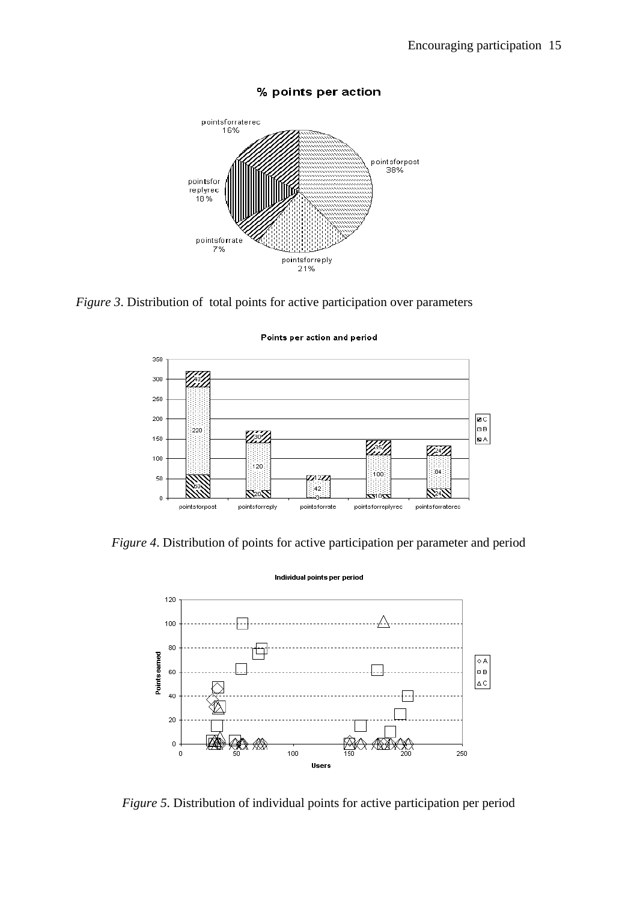% points per action

pointsforraterec
16%

pointsforpost
38%

pointsfor
replyrec
18%

pointsforrate
7%

pointsforreply
21%

*Figure 3*. Distribution of total points for active participation over parameters

Points per action and period

350
300
250
200
150
100
50
0

40
220
60
30
120
20
12
42
3
35
100
10
24
84
24

pointsforpost
pointsforreply
pointsforrate
pointsforreplyrec
pointsforraterec

C
B
A

*Figure 4*. Distribution of points for active participation per parameter and period

Individual points per period

Points earned

120
100
80
60
40
20
0

0
50
100
150
200
250

Users

A
B
C

*Figure 5*. Distribution of individual points for active participation per period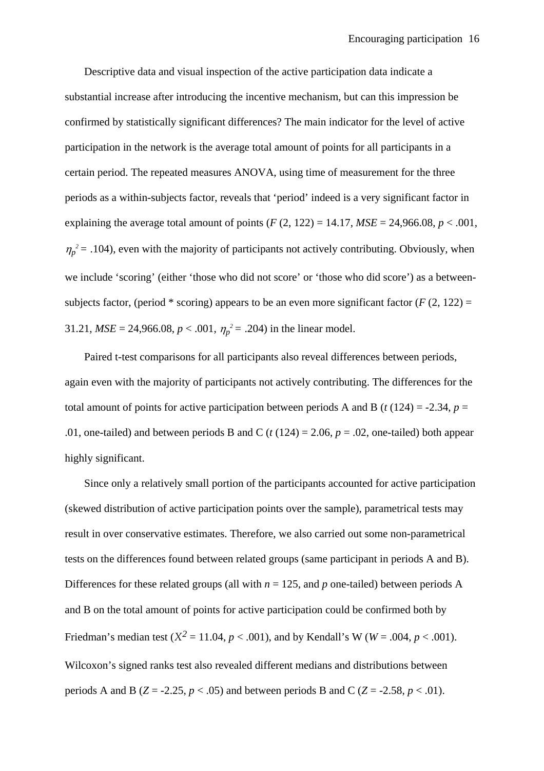Descriptive data and visual inspection of the active participation data indicate a substantial increase after introducing the incentive mechanism, but can this impression be confirmed by statistically significant differences? The main indicator for the level of active participation in the network is the average total amount of points for all participants in a certain period. The repeated measures ANOVA, using time of measurement for the three periods as a within-subjects factor, reveals that ‘period’ indeed is a very significant factor in explaining the average total amount of points ($F$ (2, 122) = 14.17, $MSE$ = 24,966.08, $p$ < .001, $\eta_p^2$ = .104), even with the majority of participants not actively contributing. Obviously, when we include ‘scoring’ (either ‘those who did not score’ or ‘those who did score’) as a between-subjects factor, (period * scoring) appears to be an even more significant factor ($F$ (2, 122) = 31.21, $MSE$ = 24,966.08, $p$ < .001, $\eta_p^2$ = .204) in the linear model.

Paired t-test comparisons for all participants also reveal differences between periods, again even with the majority of participants not actively contributing. The differences for the total amount of points for active participation between periods A and B ($t$ (124) = -2.34, $p$ = .01, one-tailed) and between periods B and C ($t$ (124) = 2.06, $p$ = .02, one-tailed) both appear highly significant.

Since only a relatively small portion of the participants accounted for active participation (skewed distribution of active participation points over the sample), parametrical tests may result in over conservative estimates. Therefore, we also carried out some non-parametrical tests on the differences found between related groups (same participant in periods A and B). Differences for these related groups (all with $n$ = 125, and $p$ one-tailed) between periods A and B on the total amount of points for active participation could be confirmed both by Friedman’s median test ($X^2$ = 11.04, $p$ < .001), and by Kendall’s W ($W$ = .004, $p$ < .001). Wilcoxon’s signed ranks test also revealed different medians and distributions between periods A and B ($Z$ = -2.25, $p$ < .05) and between periods B and C ($Z$ = -2.58, $p$ < .01).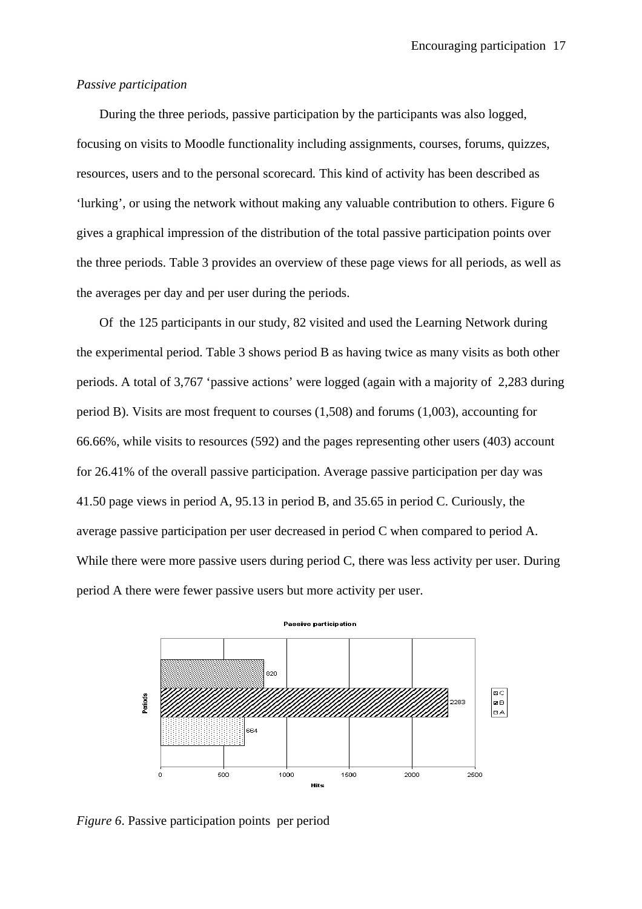*Passive participation*

During the three periods, passive participation by the participants was also logged, focusing on visits to Moodle functionality including assignments, courses, forums, quizzes, resources, users and to the personal scorecard. This kind of activity has been described as ‘lurking’, or using the network without making any valuable contribution to others. Figure 6 gives a graphical impression of the distribution of the total passive participation points over the three periods. Table 3 provides an overview of these page views for all periods, as well as the averages per day and per user during the periods.

Of the 125 participants in our study, 82 visited and used the Learning Network during the experimental period. Table 3 shows period B as having twice as many visits as both other periods. A total of 3,767 ‘passive actions’ were logged (again with a majority of 2,283 during period B). Visits are most frequent to courses (1,508) and forums (1,003), accounting for 66.66%, while visits to resources (592) and the pages representing other users (403) account for 26.41% of the overall passive participation. Average passive participation per day was 41.50 page views in period A, 95.13 in period B, and 35.65 in period C. Curiously, the average passive participation per user decreased in period C when compared to period A. While there were more passive users during period C, there was less activity per user. During period A there were fewer passive users but more activity per user.

Passive participation

Periods

820

2283

664

0 500 1000 1500 2000 2500

Hits

C
B
A

*Figure 6*. Passive participation points per period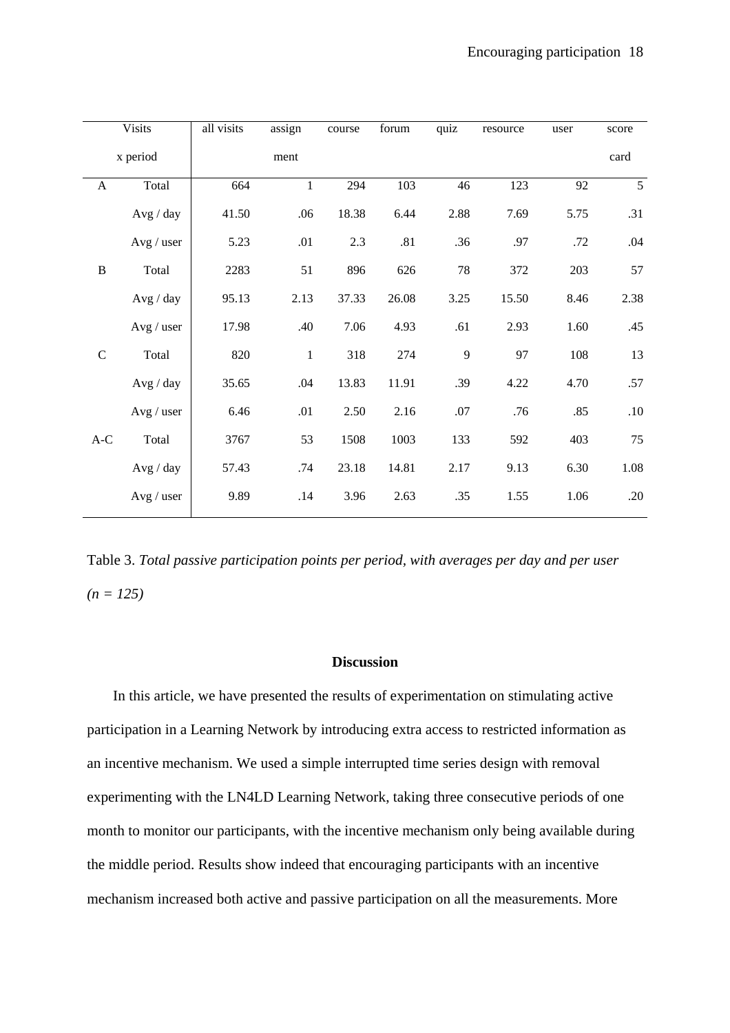| Visits x period | | all visits | assignment | course | forum | quiz | resource | user | score card |
|---|---|---|---|---|---|---|---|---|---|
| A | Total | 664 | 1 | 294 | 103 | 46 | 123 | 92 | 5 |
| | Avg / day | 41.50 | .06 | 18.38 | 6.44 | 2.88 | 7.69 | 5.75 | .31 |
| | Avg / user | 5.23 | .01 | 2.3 | .81 | .36 | .97 | .72 | .04 |
| B | Total | 2283 | 51 | 896 | 626 | 78 | 372 | 203 | 57 |
| | Avg / day | 95.13 | 2.13 | 37.33 | 26.08 | 3.25 | 15.50 | 8.46 | 2.38 |
| | Avg / user | 17.98 | .40 | 7.06 | 4.93 | .61 | 2.93 | 1.60 | .45 |
| C | Total | 820 | 1 | 318 | 274 | 9 | 97 | 108 | 13 |
| | Avg / day | 35.65 | .04 | 13.83 | 11.91 | .39 | 4.22 | 4.70 | .57 |
| | Avg / user | 6.46 | .01 | 2.50 | 2.16 | .07 | .76 | .85 | .10 |
| A-C | Total | 3767 | 53 | 1508 | 1003 | 133 | 592 | 403 | 75 |
| | Avg / day | 57.43 | .74 | 23.18 | 14.81 | 2.17 | 9.13 | 6.30 | 1.08 |
| | Avg / user | 9.89 | .14 | 3.96 | 2.63 | .35 | 1.55 | 1.06 | .20 |

Table 3. *Total passive participation points per period, with averages per day and per user (n = 125)*

## Discussion

In this article, we have presented the results of experimentation on stimulating active participation in a Learning Network by introducing extra access to restricted information as an incentive mechanism. We used a simple interrupted time series design with removal experimenting with the LN4LD Learning Network, taking three consecutive periods of one month to monitor our participants, with the incentive mechanism only being available during the middle period. Results show indeed that encouraging participants with an incentive mechanism increased both active and passive participation on all the measurements. More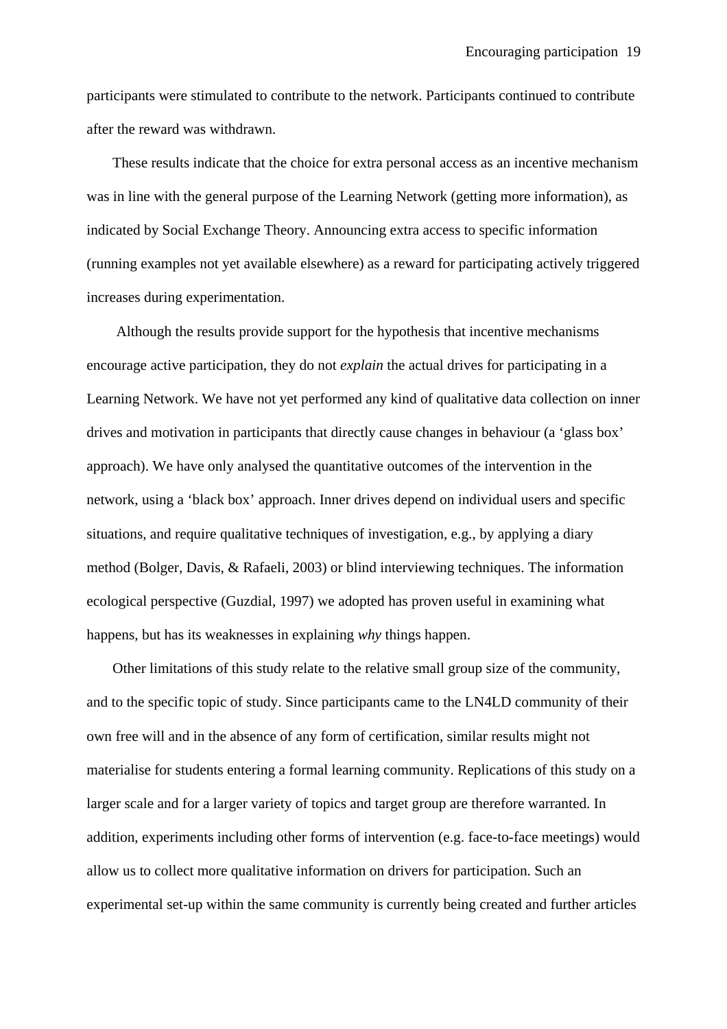participants were stimulated to contribute to the network. Participants continued to contribute after the reward was withdrawn.

These results indicate that the choice for extra personal access as an incentive mechanism was in line with the general purpose of the Learning Network (getting more information), as indicated by Social Exchange Theory. Announcing extra access to specific information (running examples not yet available elsewhere) as a reward for participating actively triggered increases during experimentation.

Although the results provide support for the hypothesis that incentive mechanisms encourage active participation, they do not *explain* the actual drives for participating in a Learning Network. We have not yet performed any kind of qualitative data collection on inner drives and motivation in participants that directly cause changes in behaviour (a 'glass box' approach). We have only analysed the quantitative outcomes of the intervention in the network, using a 'black box' approach. Inner drives depend on individual users and specific situations, and require qualitative techniques of investigation, e.g., by applying a diary method (Bolger, Davis, & Rafaeli, 2003) or blind interviewing techniques. The information ecological perspective (Guzdial, 1997) we adopted has proven useful in examining what happens, but has its weaknesses in explaining *why* things happen.

Other limitations of this study relate to the relative small group size of the community, and to the specific topic of study. Since participants came to the LN4LD community of their own free will and in the absence of any form of certification, similar results might not materialise for students entering a formal learning community. Replications of this study on a larger scale and for a larger variety of topics and target group are therefore warranted. In addition, experiments including other forms of intervention (e.g. face-to-face meetings) would allow us to collect more qualitative information on drivers for participation. Such an experimental set-up within the same community is currently being created and further articles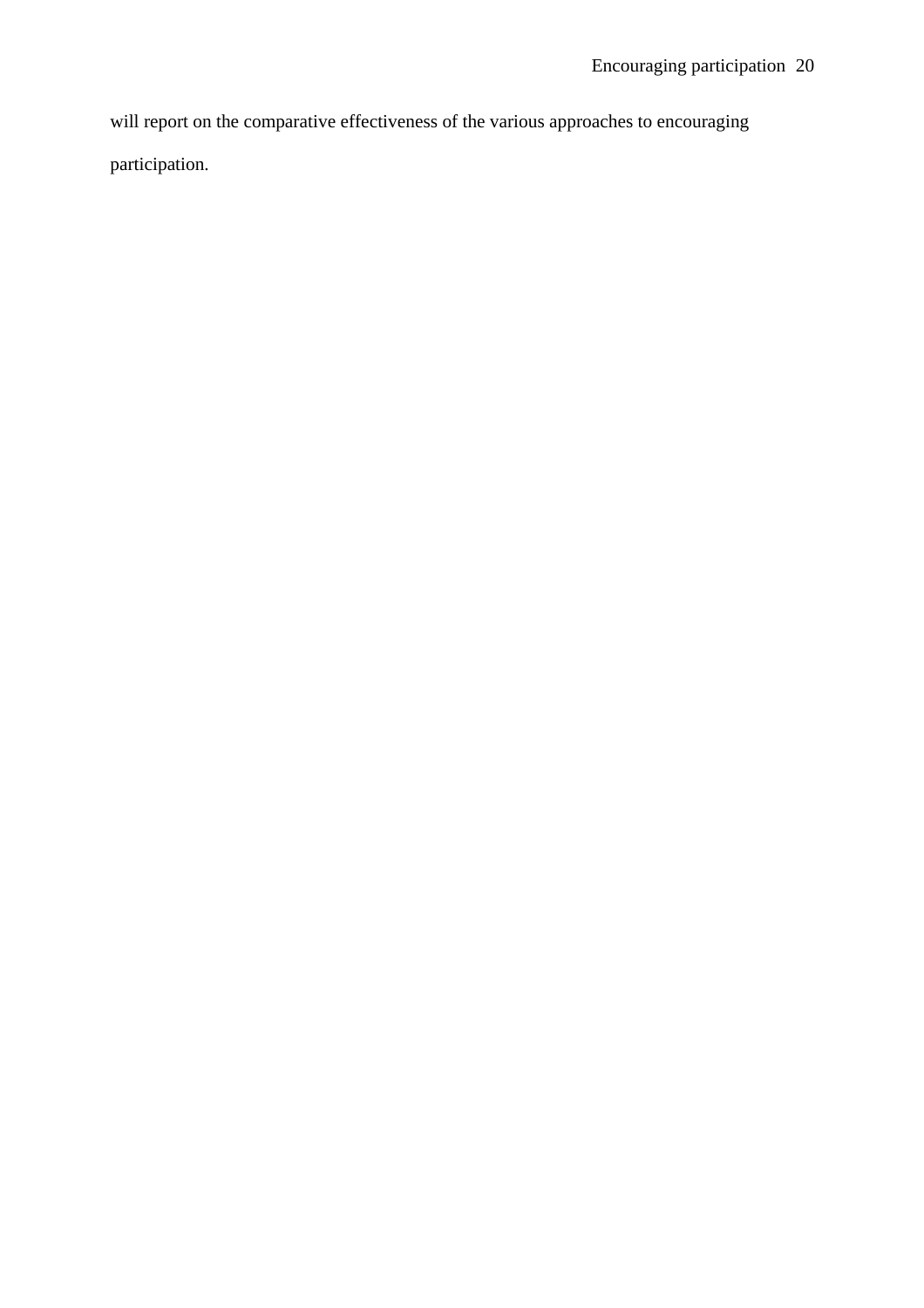will report on the comparative effectiveness of the various approaches to encouraging participation.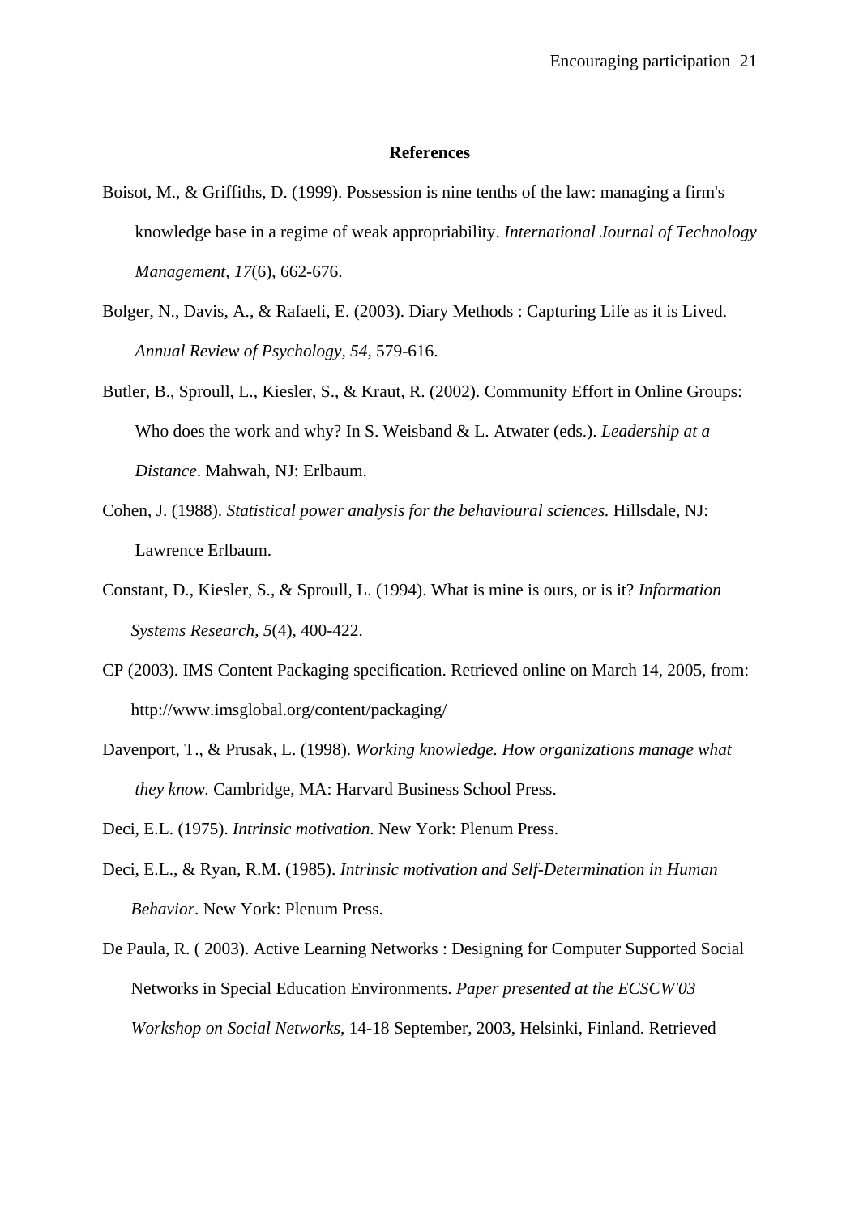## References

Boisot, M., & Griffiths, D. (1999). Possession is nine tenths of the law: managing a firm's knowledge base in a regime of weak appropriability. *International Journal of Technology Management, 17*(6), 662-676.

Bolger, N., Davis, A., & Rafaeli, E. (2003). Diary Methods : Capturing Life as it is Lived. *Annual Review of Psychology, 54*, 579-616.

Butler, B., Sproull, L., Kiesler, S., & Kraut, R. (2002). Community Effort in Online Groups: Who does the work and why? In S. Weisband & L. Atwater (eds.). *Leadership at a Distance*. Mahwah, NJ: Erlbaum.

Cohen, J. (1988). *Statistical power analysis for the behavioural sciences.* Hillsdale, NJ: Lawrence Erlbaum.

Constant, D., Kiesler, S., & Sproull, L. (1994). What is mine is ours, or is it? *Information Systems Research*, *5*(4), 400-422.

CP (2003). IMS Content Packaging specification. Retrieved online on March 14, 2005, from: http://www.imsglobal.org/content/packaging/

Davenport, T., & Prusak, L. (1998). *Working knowledge. How organizations manage what they know.* Cambridge, MA: Harvard Business School Press.

Deci, E.L. (1975). *Intrinsic motivation*. New York: Plenum Press.

Deci, E.L., & Ryan, R.M. (1985). *Intrinsic motivation and Self-Determination in Human Behavior*. New York: Plenum Press.

De Paula, R. ( 2003). Active Learning Networks : Designing for Computer Supported Social Networks in Special Education Environments. *Paper presented at the ECSCW'03 Workshop on Social Networks*, 14-18 September, 2003, Helsinki, Finland. Retrieved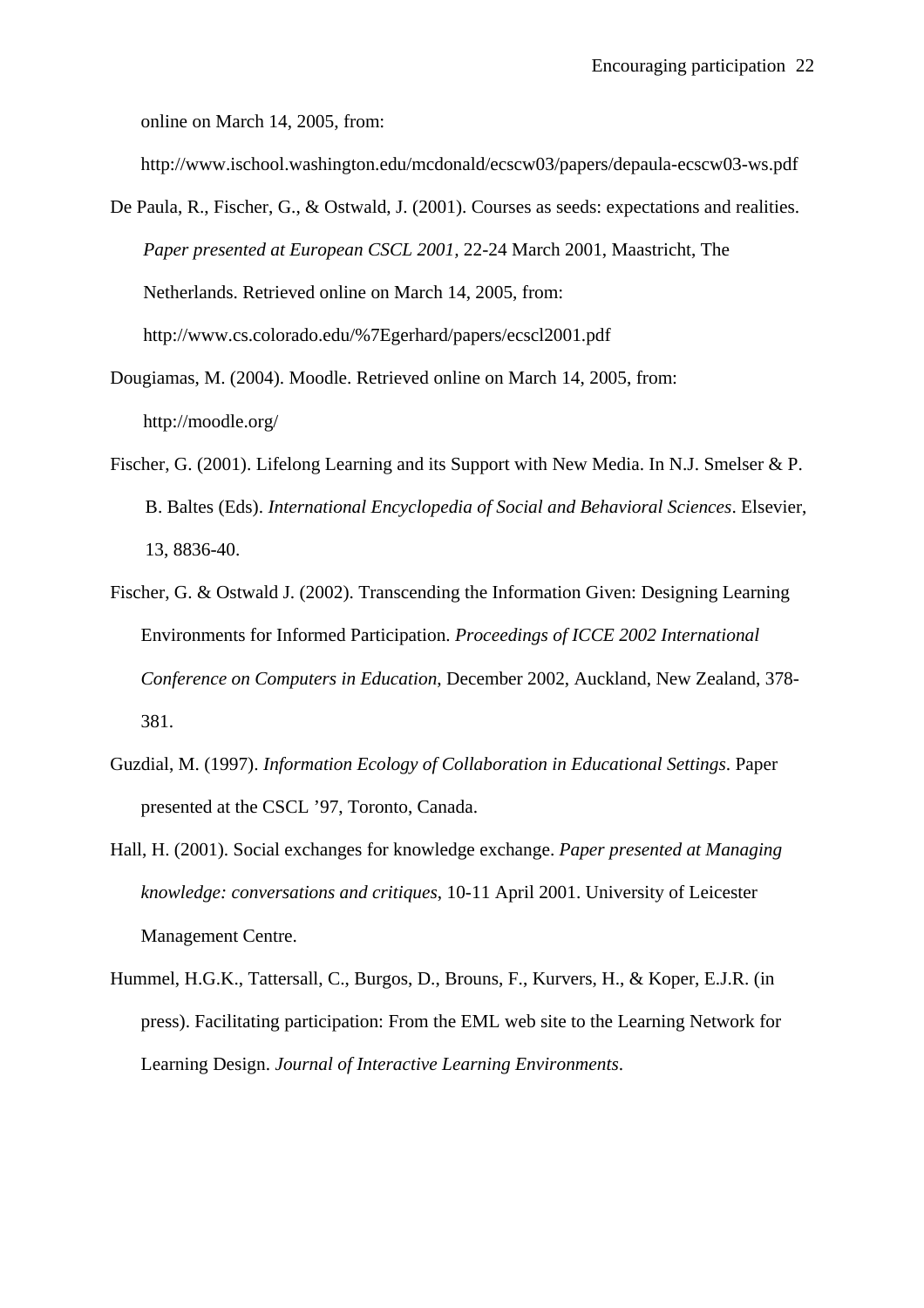online on March 14, 2005, from: http://www.ischool.washington.edu/mcdonald/ecscw03/papers/depaula-ecscw03-ws.pdf

De Paula, R., Fischer, G., & Ostwald, J. (2001). Courses as seeds: expectations and realities. *Paper presented at European CSCL 2001*, 22-24 March 2001, Maastricht, The Netherlands. Retrieved online on March 14, 2005, from: http://www.cs.colorado.edu/%7Egerhard/papers/ecscl2001.pdf

Dougiamas, M. (2004). Moodle. Retrieved online on March 14, 2005, from: http://moodle.org/

Fischer, G. (2001). Lifelong Learning and its Support with New Media. In N.J. Smelser & P. B. Baltes (Eds). *International Encyclopedia of Social and Behavioral Sciences*. Elsevier, 13, 8836-40.

Fischer, G. & Ostwald J. (2002). Transcending the Information Given: Designing Learning Environments for Informed Participation. *Proceedings of ICCE 2002 International Conference on Computers in Education*, December 2002, Auckland, New Zealand, 378-381.

Guzdial, M. (1997). *Information Ecology of Collaboration in Educational Settings*. Paper presented at the CSCL '97, Toronto, Canada.

Hall, H. (2001). Social exchanges for knowledge exchange. *Paper presented at Managing knowledge: conversations and critiques*, 10-11 April 2001. University of Leicester Management Centre.

Hummel, H.G.K., Tattersall, C., Burgos, D., Brouns, F., Kurvers, H., & Koper, E.J.R. (in press). Facilitating participation: From the EML web site to the Learning Network for Learning Design. *Journal of Interactive Learning Environments*.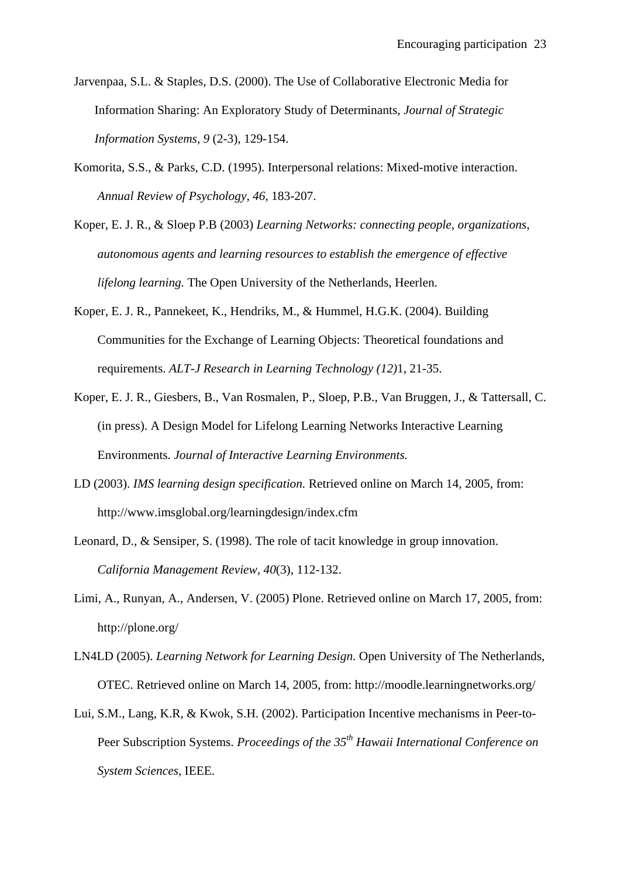Jarvenpaa, S.L. & Staples, D.S. (2000). The Use of Collaborative Electronic Media for Information Sharing: An Exploratory Study of Determinants, *Journal of Strategic Information Systems, 9* (2-3), 129-154.

Komorita, S.S., & Parks, C.D. (1995). Interpersonal relations: Mixed-motive interaction. *Annual Review of Psychology, 46*, 183-207.

Koper, E. J. R., & Sloep P.B (2003) *Learning Networks: connecting people, organizations, autonomous agents and learning resources to establish the emergence of effective lifelong learning.* The Open University of the Netherlands, Heerlen.

Koper, E. J. R., Pannekeet, K., Hendriks, M., & Hummel, H.G.K. (2004). Building Communities for the Exchange of Learning Objects: Theoretical foundations and requirements. *ALT-J Research in Learning Technology (12)*1, 21-35.

Koper, E. J. R., Giesbers, B., Van Rosmalen, P., Sloep, P.B., Van Bruggen, J., & Tattersall, C. (in press). A Design Model for Lifelong Learning Networks Interactive Learning Environments. *Journal of Interactive Learning Environments.*

LD (2003). *IMS learning design specification.* Retrieved online on March 14, 2005, from: http://www.imsglobal.org/learningdesign/index.cfm

Leonard, D., & Sensiper, S. (1998). The role of tacit knowledge in group innovation. *California Management Review, 40*(3), 112-132.

Limi, A., Runyan, A., Andersen, V. (2005) Plone. Retrieved online on March 17, 2005, from: http://plone.org/

LN4LD (2005). *Learning Network for Learning Design*. Open University of The Netherlands, OTEC. Retrieved online on March 14, 2005, from: http://moodle.learningnetworks.org/

Lui, S.M., Lang, K.R, & Kwok, S.H. (2002). Participation Incentive mechanisms in Peer-to-Peer Subscription Systems. *Proceedings of the 35th Hawaii International Conference on System Sciences*, IEEE.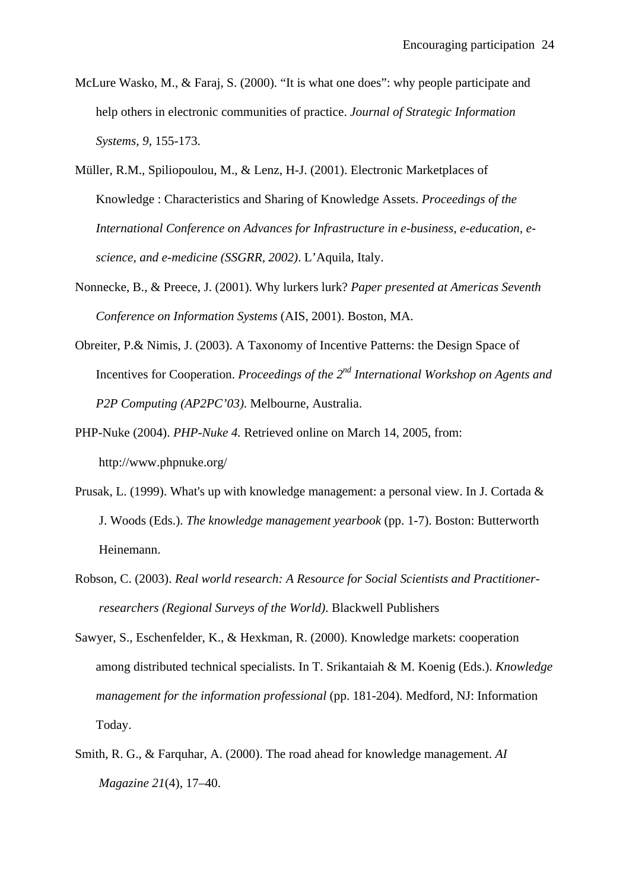McLure Wasko, M., & Faraj, S. (2000). “It is what one does”: why people participate and help others in electronic communities of practice. *Journal of Strategic Information Systems, 9*, 155-173.

Müller, R.M., Spiliopoulou, M., & Lenz, H-J. (2001). Electronic Marketplaces of Knowledge : Characteristics and Sharing of Knowledge Assets. *Proceedings of the International Conference on Advances for Infrastructure in e-business, e-education, e-science, and e-medicine (SSGRR, 2002)*. L’Aquila, Italy.

Nonnecke, B., & Preece, J. (2001). Why lurkers lurk? *Paper presented at Americas Seventh Conference on Information Systems* (AIS, 2001). Boston, MA.

Obreiter, P.& Nimis, J. (2003). A Taxonomy of Incentive Patterns: the Design Space of Incentives for Cooperation. *Proceedings of the 2nd International Workshop on Agents and P2P Computing (AP2PC’03)*. Melbourne, Australia.

PHP-Nuke (2004). *PHP-Nuke 4.* Retrieved online on March 14, 2005, from: http://www.phpnuke.org/

Prusak, L. (1999). What's up with knowledge management: a personal view. In J. Cortada & J. Woods (Eds.). *The knowledge management yearbook* (pp. 1-7). Boston: Butterworth Heinemann.

Robson, C. (2003). *Real world research: A Resource for Social Scientists and Practitioner-researchers (Regional Surveys of the World)*. Blackwell Publishers

Sawyer, S., Eschenfelder, K., & Hexkman, R. (2000). Knowledge markets: cooperation among distributed technical specialists. In T. Srikantaiah & M. Koenig (Eds.). *Knowledge management for the information professional* (pp. 181-204). Medford, NJ: Information Today.

Smith, R. G., & Farquhar, A. (2000). The road ahead for knowledge management. *AI Magazine 21*(4), 17–40.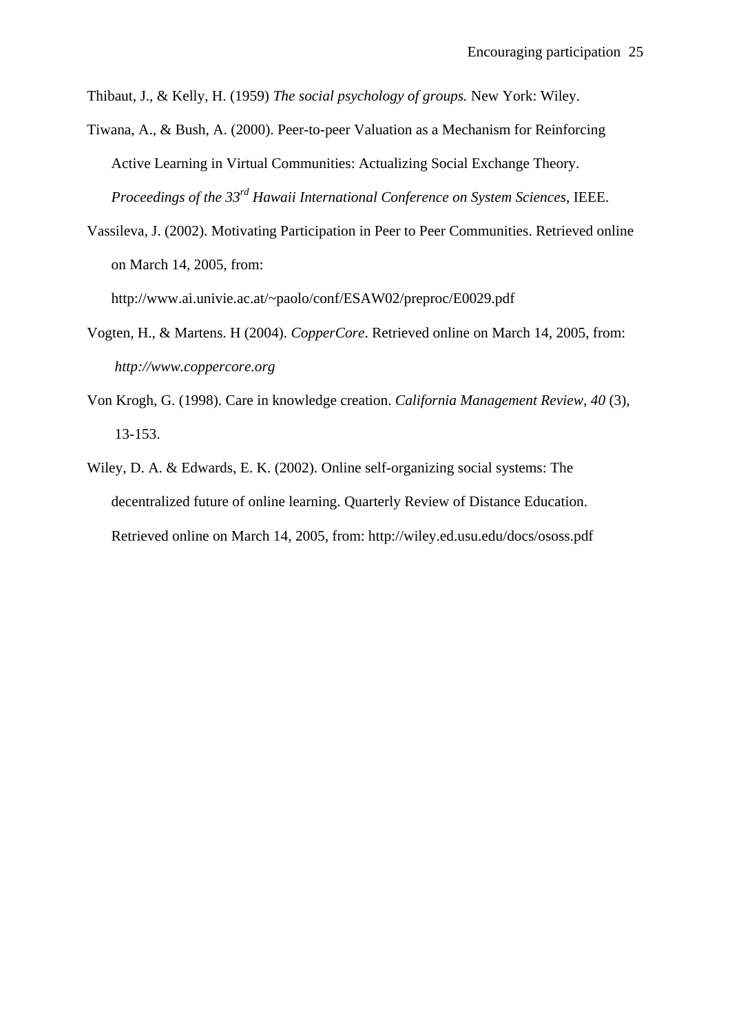Thibaut, J., & Kelly, H. (1959) *The social psychology of groups.* New York: Wiley.

Tiwana, A., & Bush, A. (2000). Peer-to-peer Valuation as a Mechanism for Reinforcing Active Learning in Virtual Communities: Actualizing Social Exchange Theory. *Proceedings of the 33rd Hawaii International Conference on System Sciences*, IEEE.

Vassileva, J. (2002). Motivating Participation in Peer to Peer Communities. Retrieved online on March 14, 2005, from: http://www.ai.univie.ac.at/~paolo/conf/ESAW02/preproc/E0029.pdf

Vogten, H., & Martens. H (2004). *CopperCore*. Retrieved online on March 14, 2005, from: *http://www.coppercore.org*

Von Krogh, G. (1998). Care in knowledge creation. *California Management Review, 40* (3), 13-153.

Wiley, D. A. & Edwards, E. K. (2002). Online self-organizing social systems: The decentralized future of online learning. Quarterly Review of Distance Education. Retrieved online on March 14, 2005, from: http://wiley.ed.usu.edu/docs/ososs.pdf